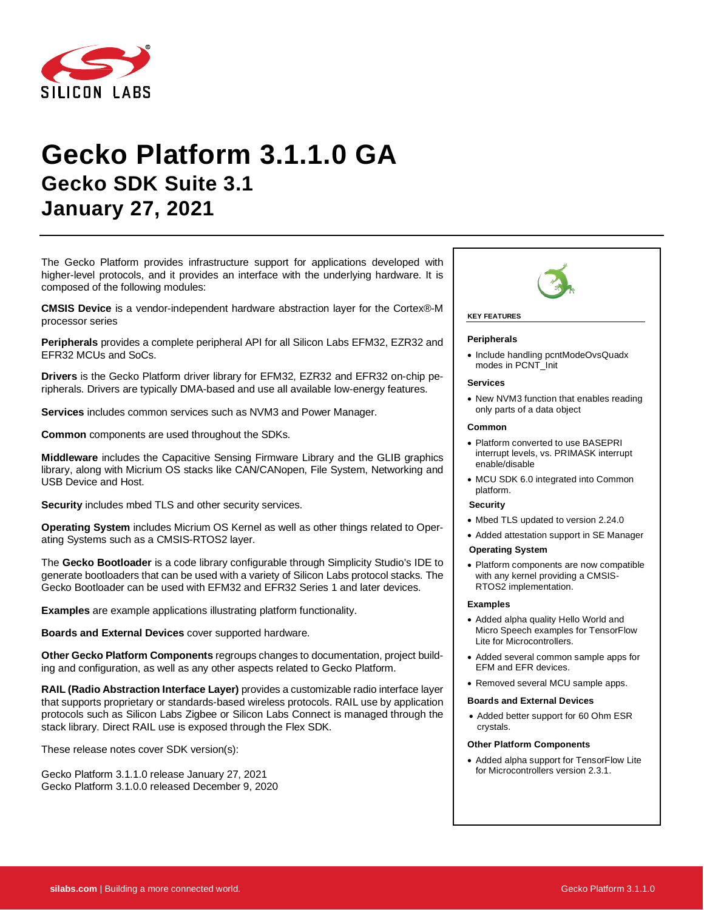# Gecko Platform 3.1.1.0 GA

## Gecko SDK Suite 3.1

## January 27, 2021

The Gecko Platform provides infrastructure support for applications developed with higher-level protocols, and it provides an interface with the underlying hardware. It is composed of the following modules:

**CMSIS Device** is a vendor-independent hardware abstraction layer for the Cortex®-M processor series

**Peripherals** provides a complete peripheral API for all Silicon Labs EFM32, EZR32 and EFR32 MCUs and SoCs.

**Drivers** is the Gecko Platform driver library for EFM32, EZR32 and EFR32 on-chip peripherals. Drivers are typically DMA-based and use all available low-energy features.

**Services** includes common services such as NVM3 and Power Manager.

**Common** components are used throughout the SDKs.

**Middleware** includes the Capacitive Sensing Firmware Library and the GLIB graphics library, along with Micrium OS stacks like CAN/CANopen, File System, Networking and USB Device and Host.

**Security** includes mbed TLS and other security services.

**Operating System** includes Micrium OS Kernel as well as other things related to Operating Systems such as a CMSIS-RTOS2 layer.

The **Gecko Bootloader** is a code library configurable through Simplicity Studio's IDE to generate bootloaders that can be used with a variety of Silicon Labs protocol stacks. The Gecko Bootloader can be used with EFM32 and EFR32 Series 1 and later devices.

**Examples** are example applications illustrating platform functionality.

**Boards and External Devices** cover supported hardware.

**Other Gecko Platform Components** regroups changes to documentation, project building and configuration, as well as any other aspects related to Gecko Platform.

**RAIL (Radio Abstraction Interface Layer)** provides a customizable radio interface layer that supports proprietary or standards-based wireless protocols. RAIL use by application protocols such as Silicon Labs Zigbee or Silicon Labs Connect is managed through the stack library. Direct RAIL use is exposed through the Flex SDK.

These release notes cover SDK version(s):

Gecko Platform 3.1.1.0 release January 27, 2021
Gecko Platform 3.1.0.0 released December 9, 2020

**KEY FEATURES**

**Peripherals**

- Include handling pcntModeOvsQuadx modes in PCNT_Init

**Services**

- New NVM3 function that enables reading only parts of a data object

**Common**

- Platform converted to use BASEPRI interrupt levels, vs. PRIMASK interrupt enable/disable
- MCU SDK 6.0 integrated into Common platform.

**Security**

- Mbed TLS updated to version 2.24.0
- Added attestation support in SE Manager

**Operating System**

- Platform components are now compatible with any kernel providing a CMSIS-RTOS2 implementation.

**Examples**

- Added alpha quality Hello World and Micro Speech examples for TensorFlow Lite for Microcontrollers.
- Added several common sample apps for EFM and EFR devices.
- Removed several MCU sample apps.

**Boards and External Devices**

- Added better support for 60 Ohm ESR crystals.

**Other Platform Components**

- Added alpha support for TensorFlow Lite for Microcontrollers version 2.3.1.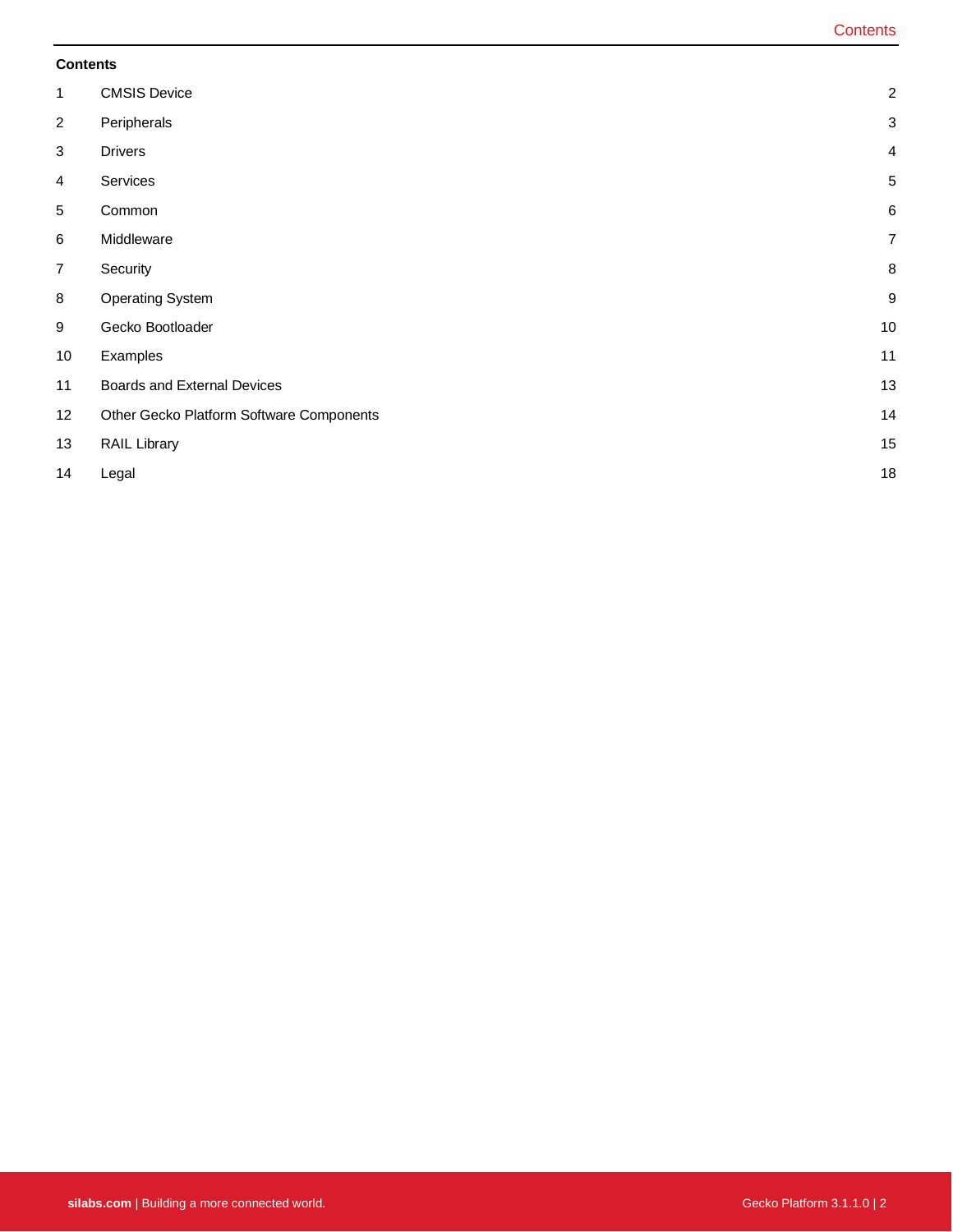## Contents

| | | |
|---|---|---|
| 1 | CMSIS Device | 2 |
| 2 | Peripherals | 3 |
| 3 | Drivers | 4 |
| 4 | Services | 5 |
| 5 | Common | 6 |
| 6 | Middleware | 7 |
| 7 | Security | 8 |
| 8 | Operating System | 9 |
| 9 | Gecko Bootloader | 10 |
| 10 | Examples | 11 |
| 11 | Boards and External Devices | 13 |
| 12 | Other Gecko Platform Software Components | 14 |
| 13 | RAIL Library | 15 |
| 14 | Legal | 18 |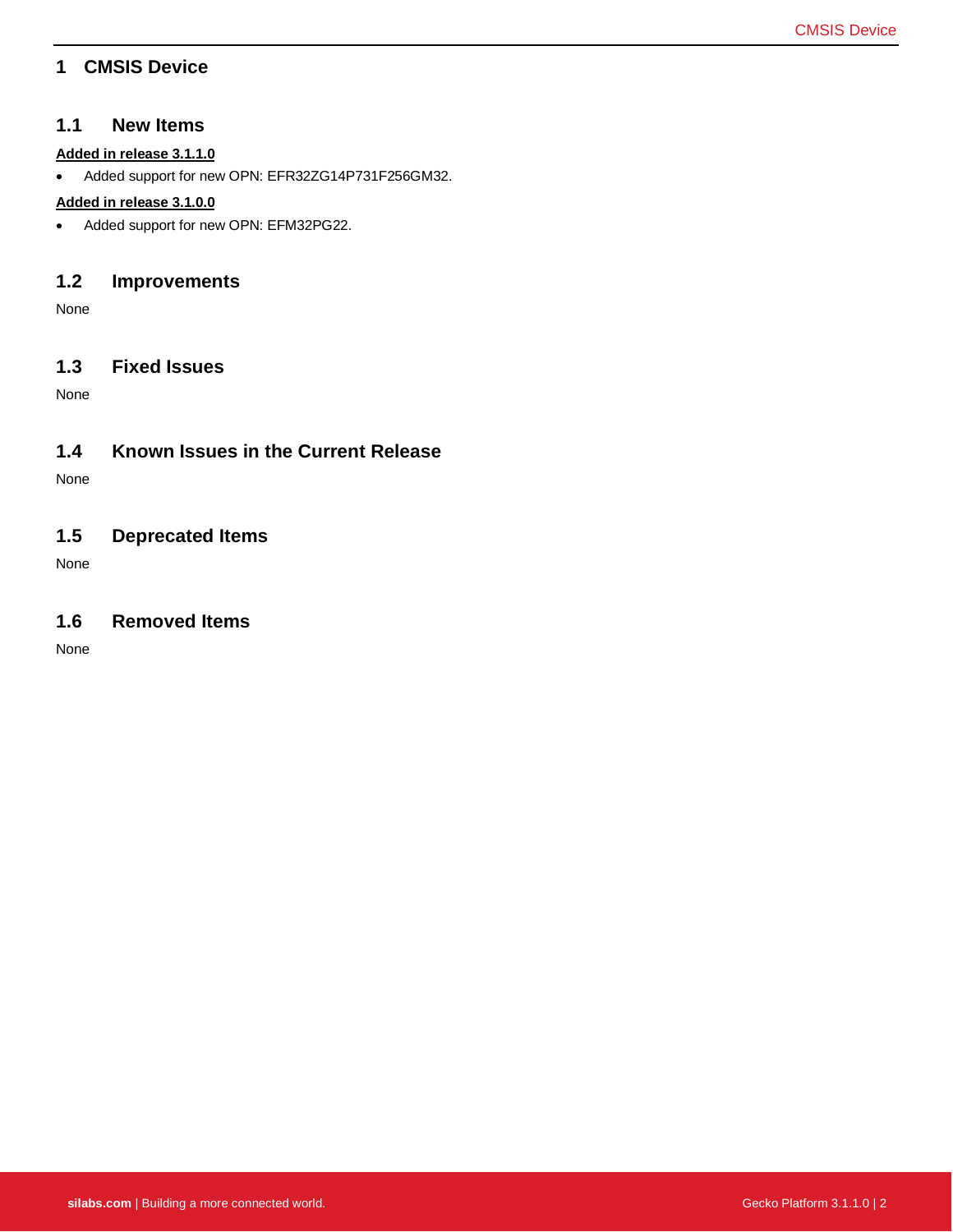# 1 CMSIS Device

## 1.1 New Items

**Added in release 3.1.1.0**

- Added support for new OPN: EFR32ZG14P731F256GM32.

**Added in release 3.1.0.0**

- Added support for new OPN: EFM32PG22.

## 1.2 Improvements

None

## 1.3 Fixed Issues

None

## 1.4 Known Issues in the Current Release

None

## 1.5 Deprecated Items

None

## 1.6 Removed Items

None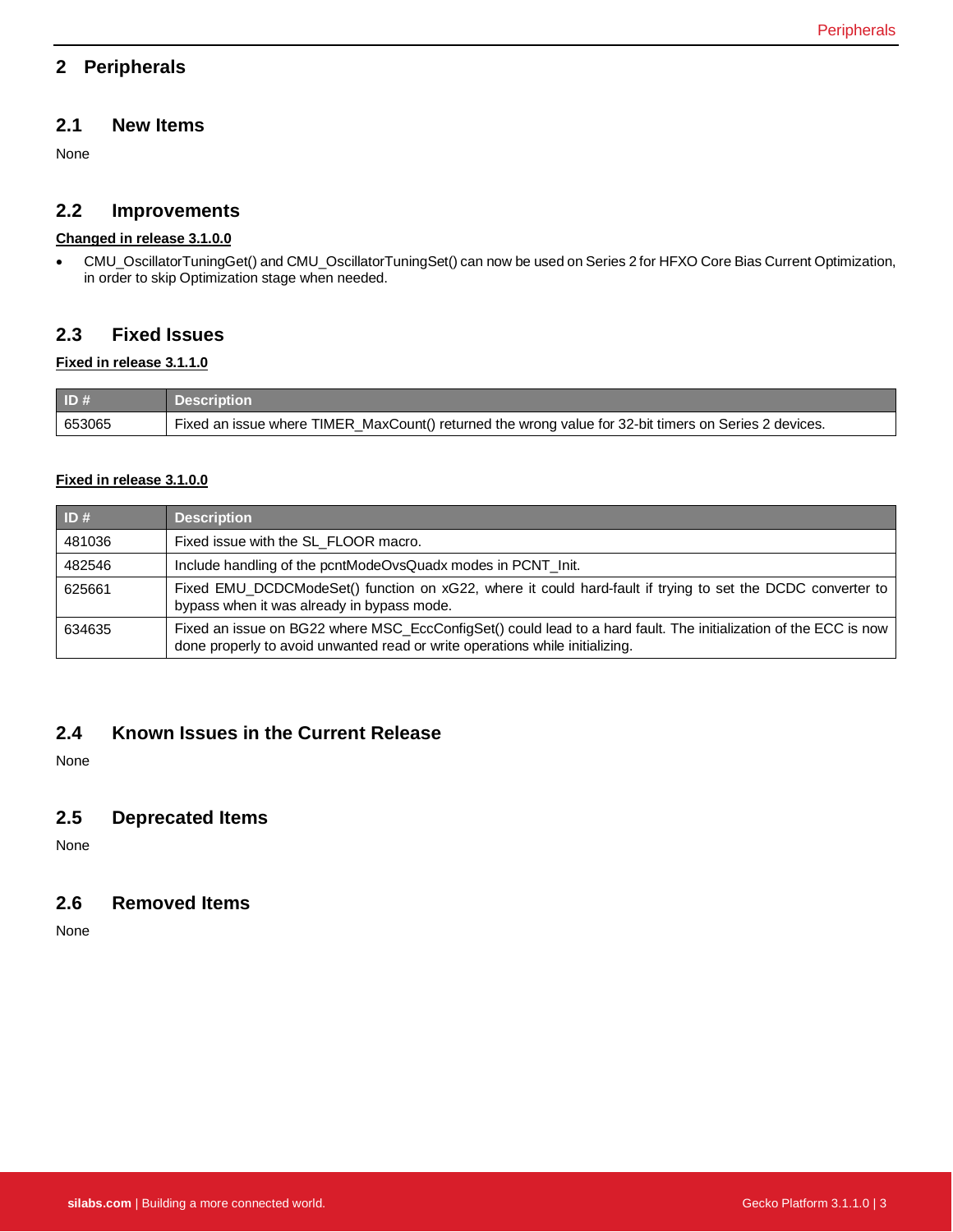# 2 Peripherals

## 2.1 New Items

None

## 2.2 Improvements

**Changed in release 3.1.0.0**

- CMU_OscillatorTuningGet() and CMU_OscillatorTuningSet() can now be used on Series 2 for HFXO Core Bias Current Optimization, in order to skip Optimization stage when needed.

## 2.3 Fixed Issues

**Fixed in release 3.1.1.0**

| ID # | Description |
|---|---|
| 653065 | Fixed an issue where TIMER_MaxCount() returned the wrong value for 32-bit timers on Series 2 devices. |

**Fixed in release 3.1.0.0**

| ID # | Description |
|---|---|
| 481036 | Fixed issue with the SL_FLOOR macro. |
| 482546 | Include handling of the pcntModeOvsQuadx modes in PCNT_Init. |
| 625661 | Fixed EMU_DCDCModeSet() function on xG22, where it could hard-fault if trying to set the DCDC converter to bypass when it was already in bypass mode. |
| 634635 | Fixed an issue on BG22 where MSC_EccConfigSet() could lead to a hard fault. The initialization of the ECC is now done properly to avoid unwanted read or write operations while initializing. |

## 2.4 Known Issues in the Current Release

None

## 2.5 Deprecated Items

None

## 2.6 Removed Items

None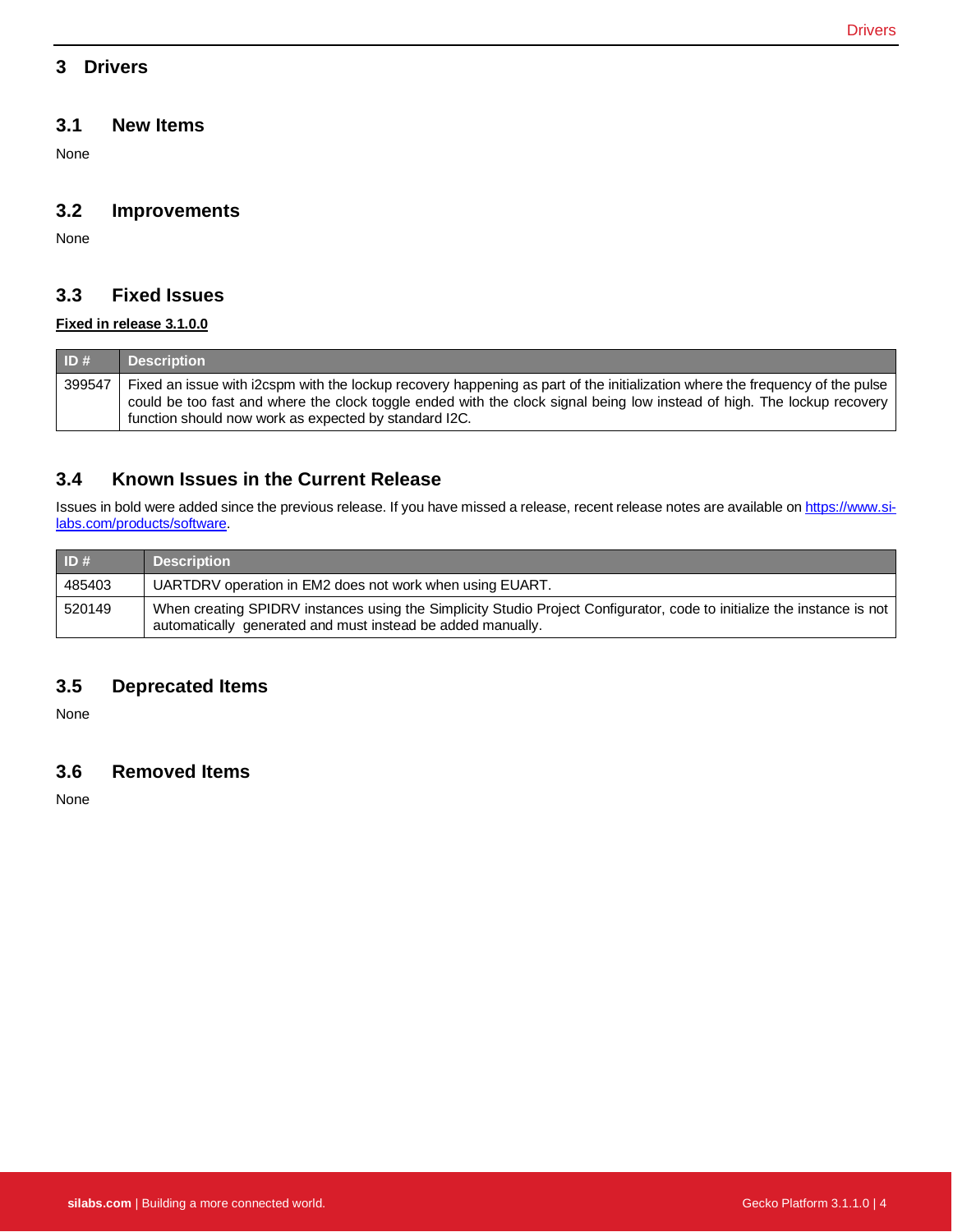# 3 Drivers

## 3.1 New Items

None

## 3.2 Improvements

None

## 3.3 Fixed Issues

**Fixed in release 3.1.0.0**

| ID # | Description |
| --- | --- |
| 399547 | Fixed an issue with i2cspm with the lockup recovery happening as part of the initialization where the frequency of the pulse could be too fast and where the clock toggle ended with the clock signal being low instead of high. The lockup recovery function should now work as expected by standard I2C. |

## 3.4 Known Issues in the Current Release

Issues in bold were added since the previous release. If you have missed a release, recent release notes are available on [https://www.si-labs.com/products/software](https://www.si-labs.com/products/software).

| ID # | Description |
| --- | --- |
| 485403 | UARTDRV operation in EM2 does not work when using EUART. |
| 520149 | When creating SPIDRV instances using the Simplicity Studio Project Configurator, code to initialize the instance is not automatically generated and must instead be added manually. |

## 3.5 Deprecated Items

None

## 3.6 Removed Items

None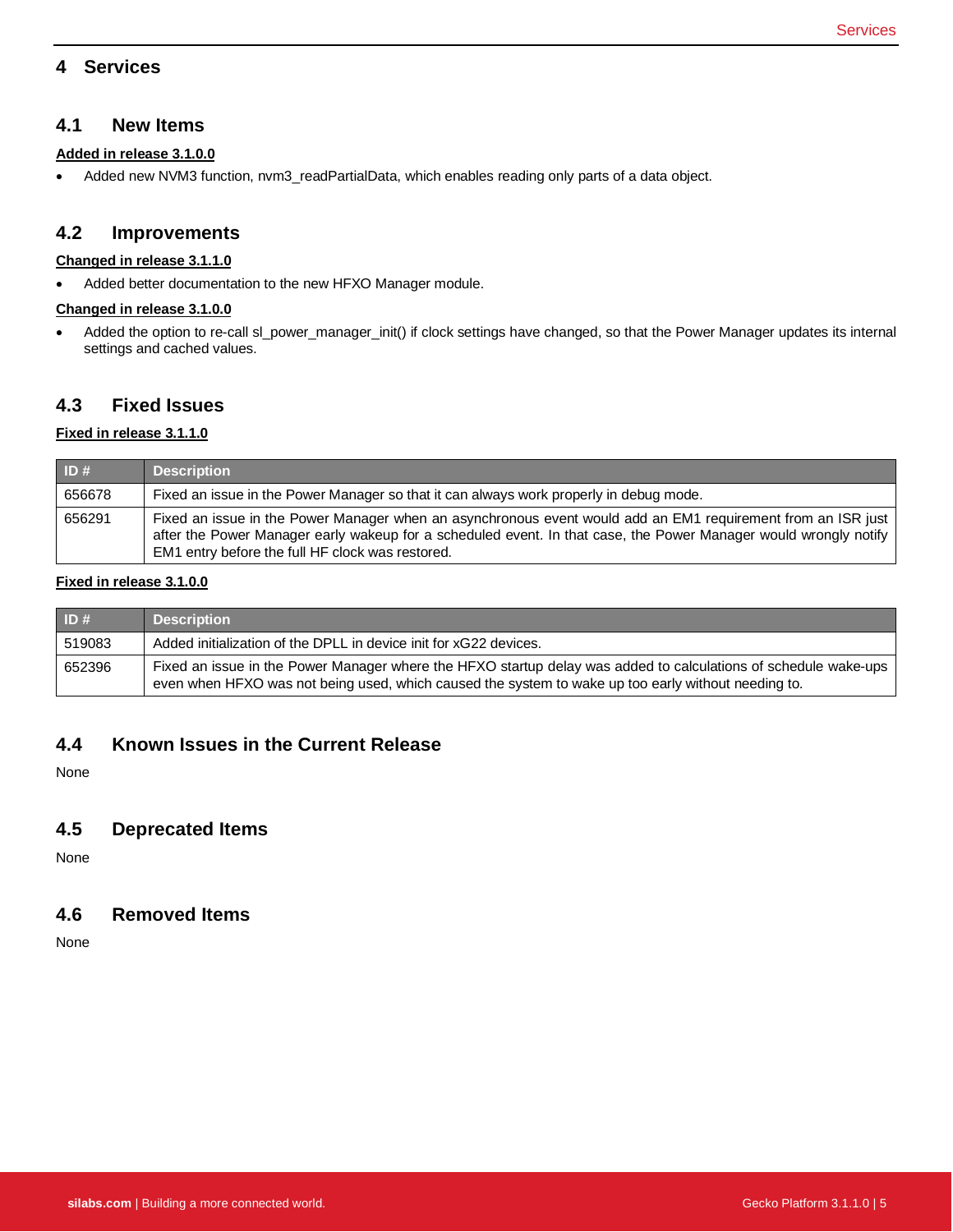# 4 Services

## 4.1 New Items

**Added in release 3.1.0.0**

- Added new NVM3 function, nvm3_readPartialData, which enables reading only parts of a data object.

## 4.2 Improvements

**Changed in release 3.1.1.0**

- Added better documentation to the new HFXO Manager module.

**Changed in release 3.1.0.0**

- Added the option to re-call sl_power_manager_init() if clock settings have changed, so that the Power Manager updates its internal settings and cached values.

## 4.3 Fixed Issues

**Fixed in release 3.1.1.0**

| ID # | Description |
| --- | --- |
| 656678 | Fixed an issue in the Power Manager so that it can always work properly in debug mode. |
| 656291 | Fixed an issue in the Power Manager when an asynchronous event would add an EM1 requirement from an ISR just after the Power Manager early wakeup for a scheduled event. In that case, the Power Manager would wrongly notify EM1 entry before the full HF clock was restored. |

**Fixed in release 3.1.0.0**

| ID # | Description |
| --- | --- |
| 519083 | Added initialization of the DPLL in device init for xG22 devices. |
| 652396 | Fixed an issue in the Power Manager where the HFXO startup delay was added to calculations of schedule wake-ups even when HFXO was not being used, which caused the system to wake up too early without needing to. |

## 4.4 Known Issues in the Current Release

None

## 4.5 Deprecated Items

None

## 4.6 Removed Items

None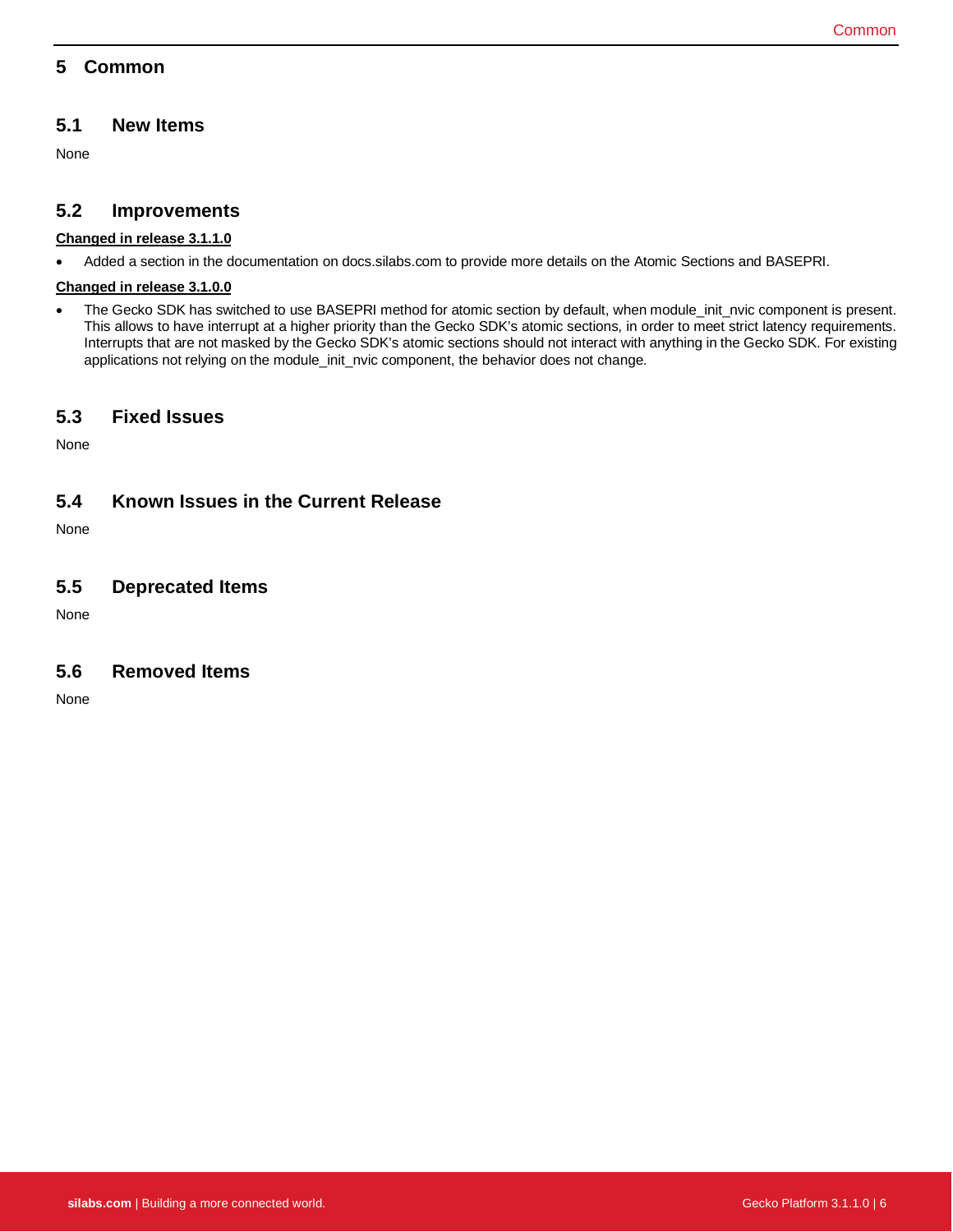# 5 Common

## 5.1 New Items

None

## 5.2 Improvements

**Changed in release 3.1.1.0**

- Added a section in the documentation on docs.silabs.com to provide more details on the Atomic Sections and BASEPRI.

**Changed in release 3.1.0.0**

- The Gecko SDK has switched to use BASEPRI method for atomic section by default, when module_init_nvic component is present. This allows to have interrupt at a higher priority than the Gecko SDK's atomic sections, in order to meet strict latency requirements. Interrupts that are not masked by the Gecko SDK's atomic sections should not interact with anything in the Gecko SDK. For existing applications not relying on the module_init_nvic component, the behavior does not change.

## 5.3 Fixed Issues

None

## 5.4 Known Issues in the Current Release

None

## 5.5 Deprecated Items

None

## 5.6 Removed Items

None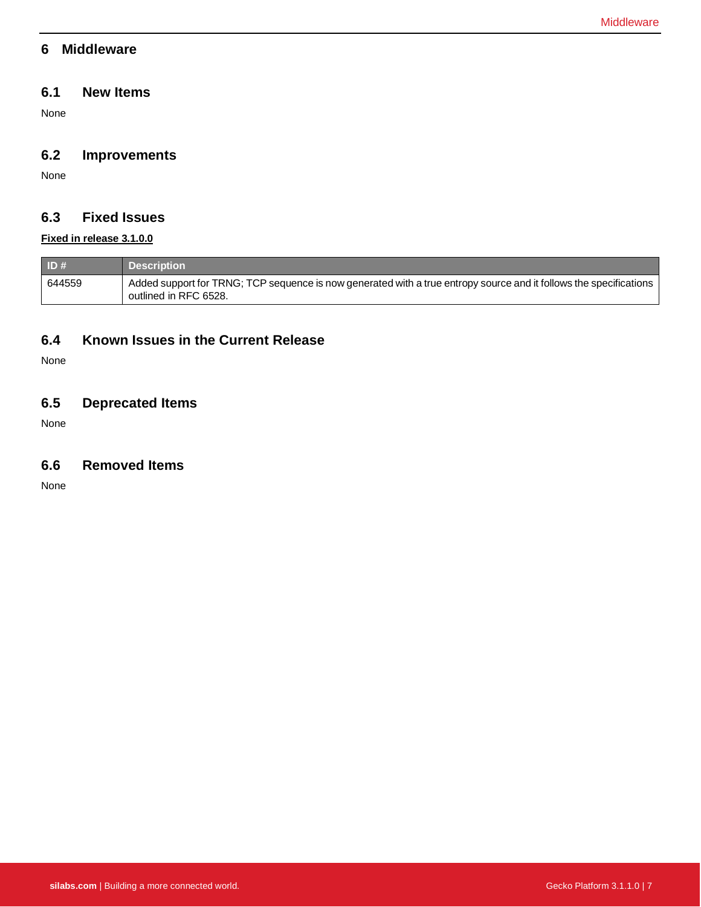# 6 Middleware

## 6.1 New Items

None

## 6.2 Improvements

None

## 6.3 Fixed Issues

**Fixed in release 3.1.0.0**

| ID # | Description |
|---|---|
| 644559 | Added support for TRNG; TCP sequence is now generated with a true entropy source and it follows the specifications outlined in RFC 6528. |

## 6.4 Known Issues in the Current Release

None

## 6.5 Deprecated Items

None

## 6.6 Removed Items

None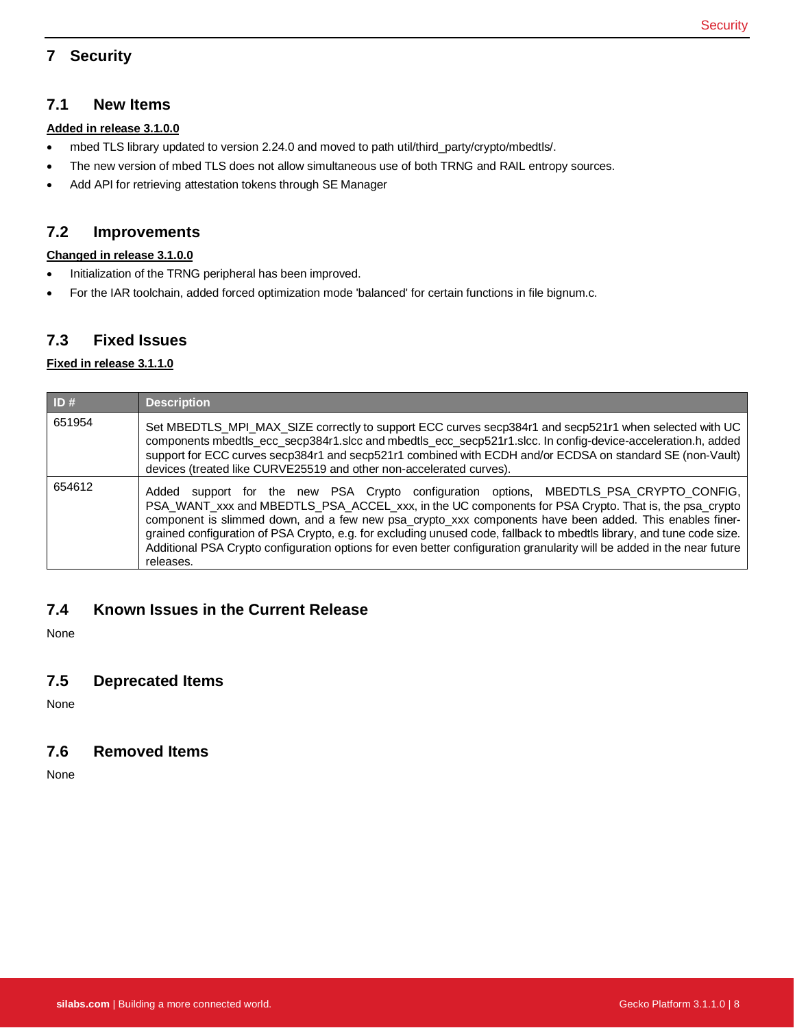# 7 Security

## 7.1 New Items

**Added in release 3.1.0.0**

- mbed TLS library updated to version 2.24.0 and moved to path util/third_party/crypto/mbedtls/.
- The new version of mbed TLS does not allow simultaneous use of both TRNG and RAIL entropy sources.
- Add API for retrieving attestation tokens through SE Manager

## 7.2 Improvements

**Changed in release 3.1.0.0**

- Initialization of the TRNG peripheral has been improved.
- For the IAR toolchain, added forced optimization mode 'balanced' for certain functions in file bignum.c.

## 7.3 Fixed Issues

**Fixed in release 3.1.1.0**

| ID # | Description |
|---|---|
| 651954 | Set MBEDTLS_MPI_MAX_SIZE correctly to support ECC curves secp384r1 and secp521r1 when selected with UC components mbedtls_ecc_secp384r1.slcc and mbedtls_ecc_secp521r1.slcc. In config-device-acceleration.h, added support for ECC curves secp384r1 and secp521r1 combined with ECDH and/or ECDSA on standard SE (non-Vault) devices (treated like CURVE25519 and other non-accelerated curves). |
| 654612 | Added support for the new PSA Crypto configuration options, MBEDTLS_PSA_CRYPTO_CONFIG, PSA_WANT_xxx and MBEDTLS_PSA_ACCEL_xxx, in the UC components for PSA Crypto. That is, the psa_crypto component is slimmed down, and a few new psa_crypto_xxx components have been added. This enables finer-grained configuration of PSA Crypto, e.g. for excluding unused code, fallback to mbedtls library, and tune code size. Additional PSA Crypto configuration options for even better configuration granularity will be added in the near future releases. |

## 7.4 Known Issues in the Current Release

None

## 7.5 Deprecated Items

None

## 7.6 Removed Items

None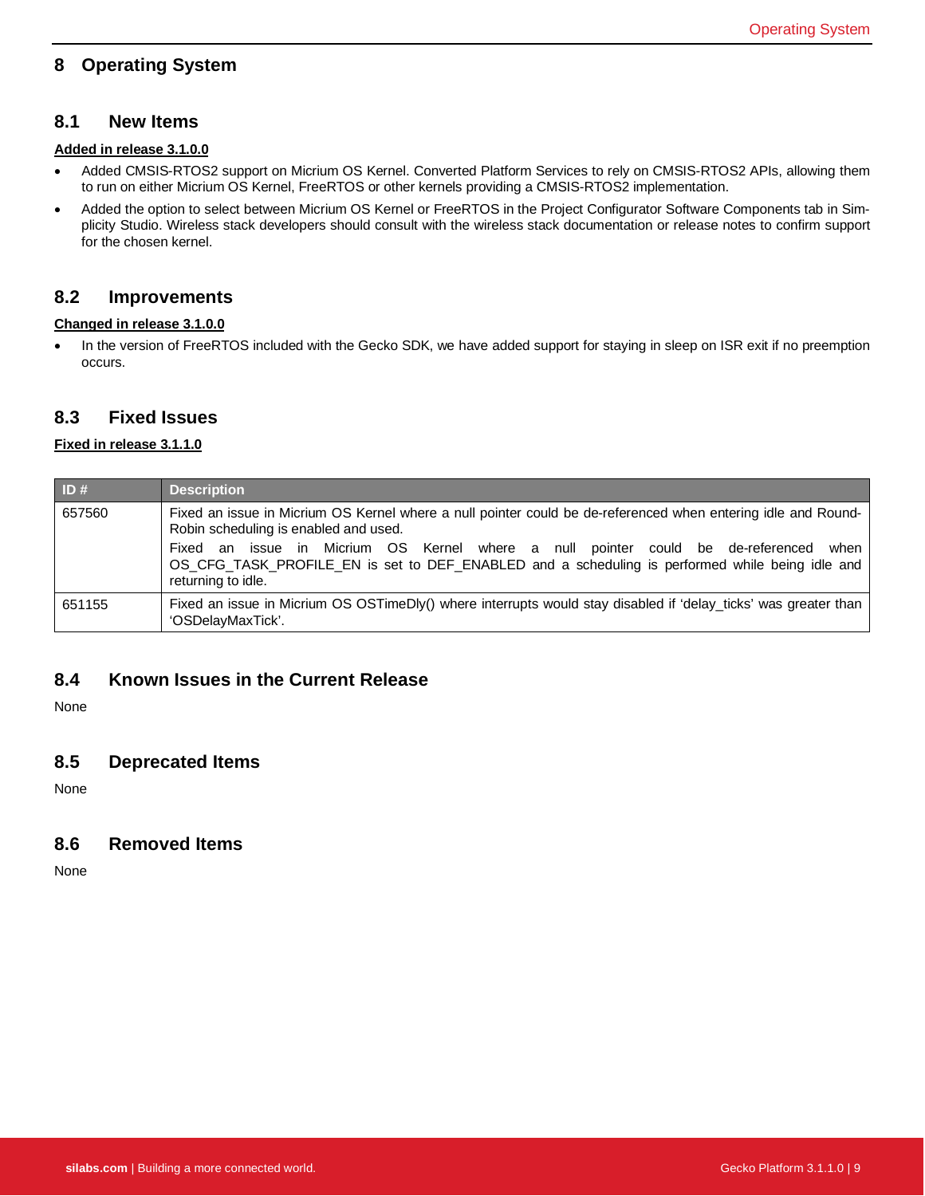# 8 Operating System

## 8.1 New Items

**Added in release 3.1.0.0**

- Added CMSIS-RTOS2 support on Micrium OS Kernel. Converted Platform Services to rely on CMSIS-RTOS2 APIs, allowing them to run on either Micrium OS Kernel, FreeRTOS or other kernels providing a CMSIS-RTOS2 implementation.
- Added the option to select between Micrium OS Kernel or FreeRTOS in the Project Configurator Software Components tab in Simplicity Studio. Wireless stack developers should consult with the wireless stack documentation or release notes to confirm support for the chosen kernel.

## 8.2 Improvements

**Changed in release 3.1.0.0**

- In the version of FreeRTOS included with the Gecko SDK, we have added support for staying in sleep on ISR exit if no preemption occurs.

## 8.3 Fixed Issues

**Fixed in release 3.1.1.0**

| ID # | Description |
|---|---|
| 657560 | Fixed an issue in Micrium OS Kernel where a null pointer could be de-referenced when entering idle and Round-Robin scheduling is enabled and used.<br>Fixed an issue in Micrium OS Kernel where a null pointer could be de-referenced when OS_CFG_TASK_PROFILE_EN is set to DEF_ENABLED and a scheduling is performed while being idle and returning to idle. |
| 651155 | Fixed an issue in Micrium OS OSTimeDly() where interrupts would stay disabled if 'delay_ticks' was greater than 'OSDelayMaxTick'. |

## 8.4 Known Issues in the Current Release

None

## 8.5 Deprecated Items

None

## 8.6 Removed Items

None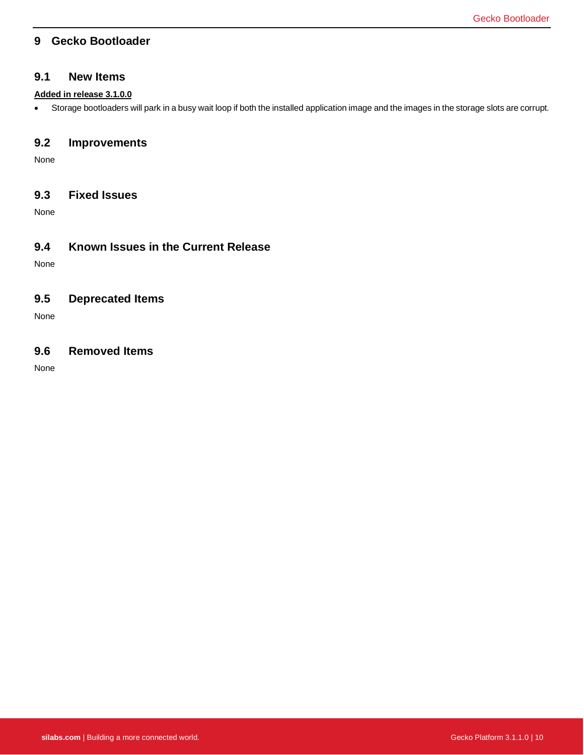# 9 Gecko Bootloader

## 9.1 New Items

**Added in release 3.1.0.0**

- Storage bootloaders will park in a busy wait loop if both the installed application image and the images in the storage slots are corrupt.

## 9.2 Improvements

None

## 9.3 Fixed Issues

None

## 9.4 Known Issues in the Current Release

None

## 9.5 Deprecated Items

None

## 9.6 Removed Items

None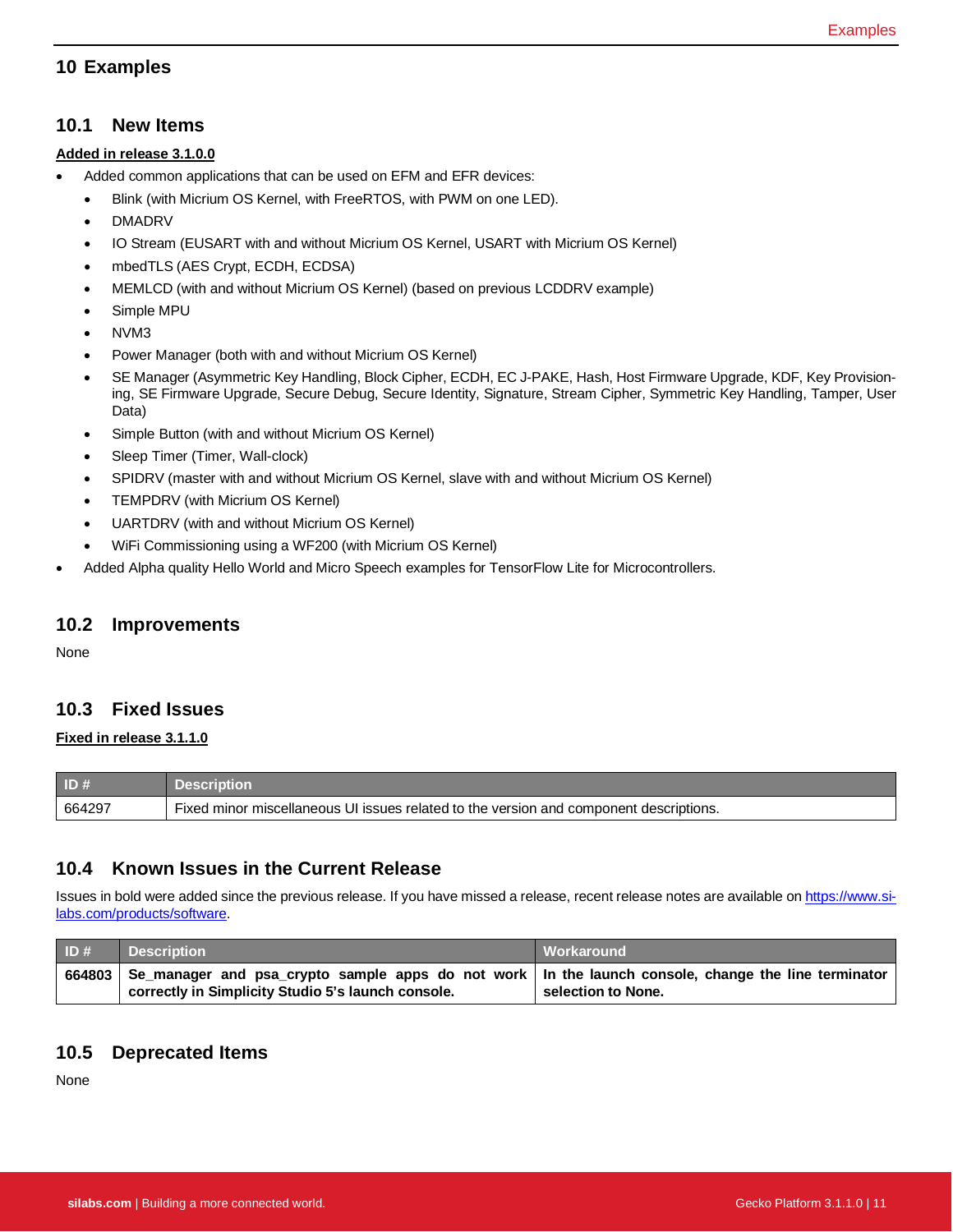# 10 Examples

## 10.1 New Items

**Added in release 3.1.0.0**

- Added common applications that can be used on EFM and EFR devices:
  - Blink (with Micrium OS Kernel, with FreeRTOS, with PWM on one LED).
  - DMADRV
  - IO Stream (EUSART with and without Micrium OS Kernel, USART with Micrium OS Kernel)
  - mbedTLS (AES Crypt, ECDH, ECDSA)
  - MEMLCD (with and without Micrium OS Kernel) (based on previous LCDDRV example)
  - Simple MPU
  - NVM3
  - Power Manager (both with and without Micrium OS Kernel)
  - SE Manager (Asymmetric Key Handling, Block Cipher, ECDH, EC J-PAKE, Hash, Host Firmware Upgrade, KDF, Key Provisioning, SE Firmware Upgrade, Secure Debug, Secure Identity, Signature, Stream Cipher, Symmetric Key Handling, Tamper, User Data)
  - Simple Button (with and without Micrium OS Kernel)
  - Sleep Timer (Timer, Wall-clock)
  - SPIDRV (master with and without Micrium OS Kernel, slave with and without Micrium OS Kernel)
  - TEMPDRV (with Micrium OS Kernel)
  - UARTDRV (with and without Micrium OS Kernel)
  - WiFi Commissioning using a WF200 (with Micrium OS Kernel)
- Added Alpha quality Hello World and Micro Speech examples for TensorFlow Lite for Microcontrollers.

## 10.2 Improvements

None

## 10.3 Fixed Issues

**Fixed in release 3.1.1.0**

| ID # | Description |
|---|---|
| 664297 | Fixed minor miscellaneous UI issues related to the version and component descriptions. |

## 10.4 Known Issues in the Current Release

Issues in bold were added since the previous release. If you have missed a release, recent release notes are available on https://www.silabs.com/products/software.

| ID # | Description | Workaround |
|---|---|---|
| **664803** | **Se_manager and psa_crypto sample apps do not work correctly in Simplicity Studio 5's launch console.** | **In the launch console, change the line terminator selection to None.** |

## 10.5 Deprecated Items

None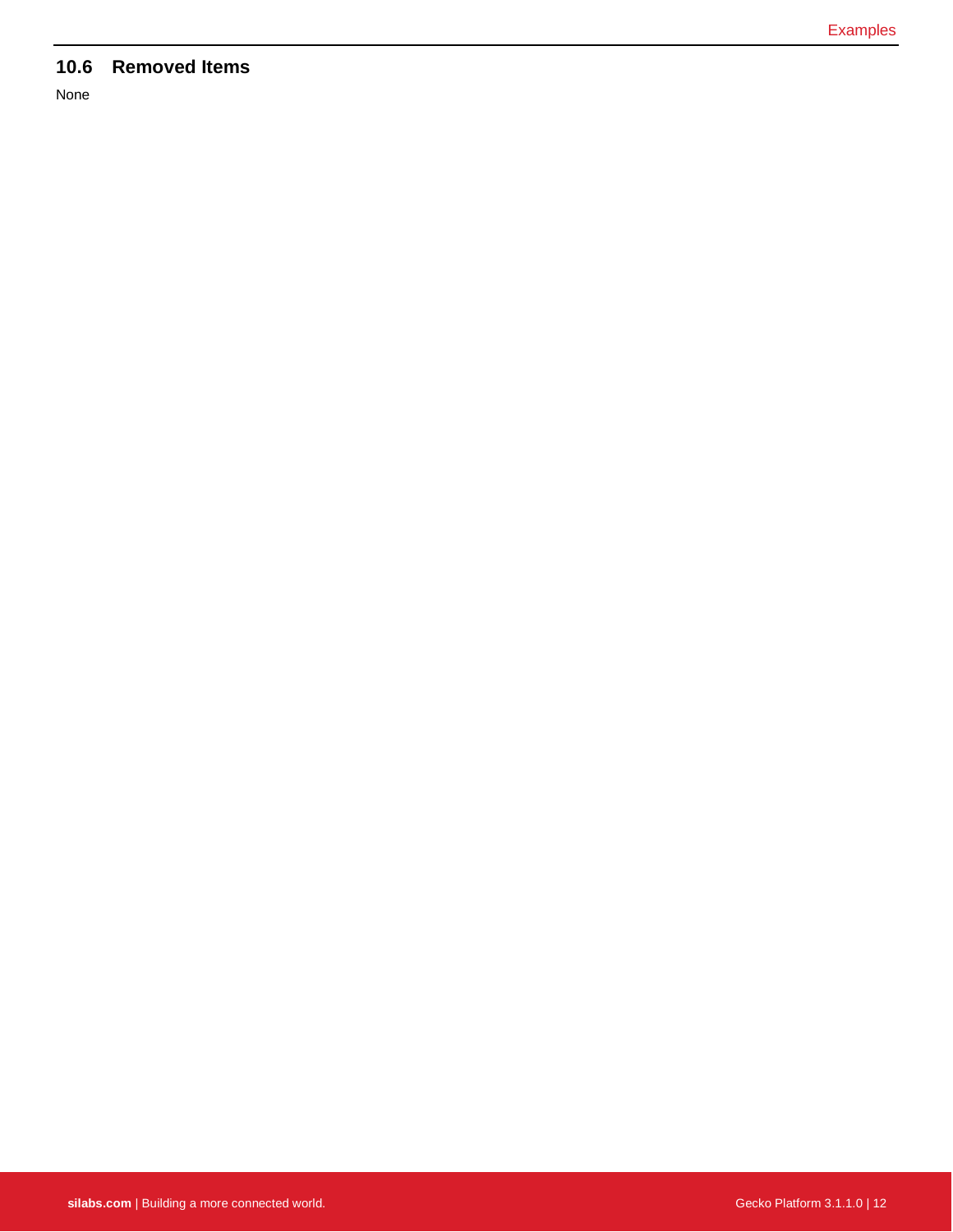## 10.6 Removed Items

None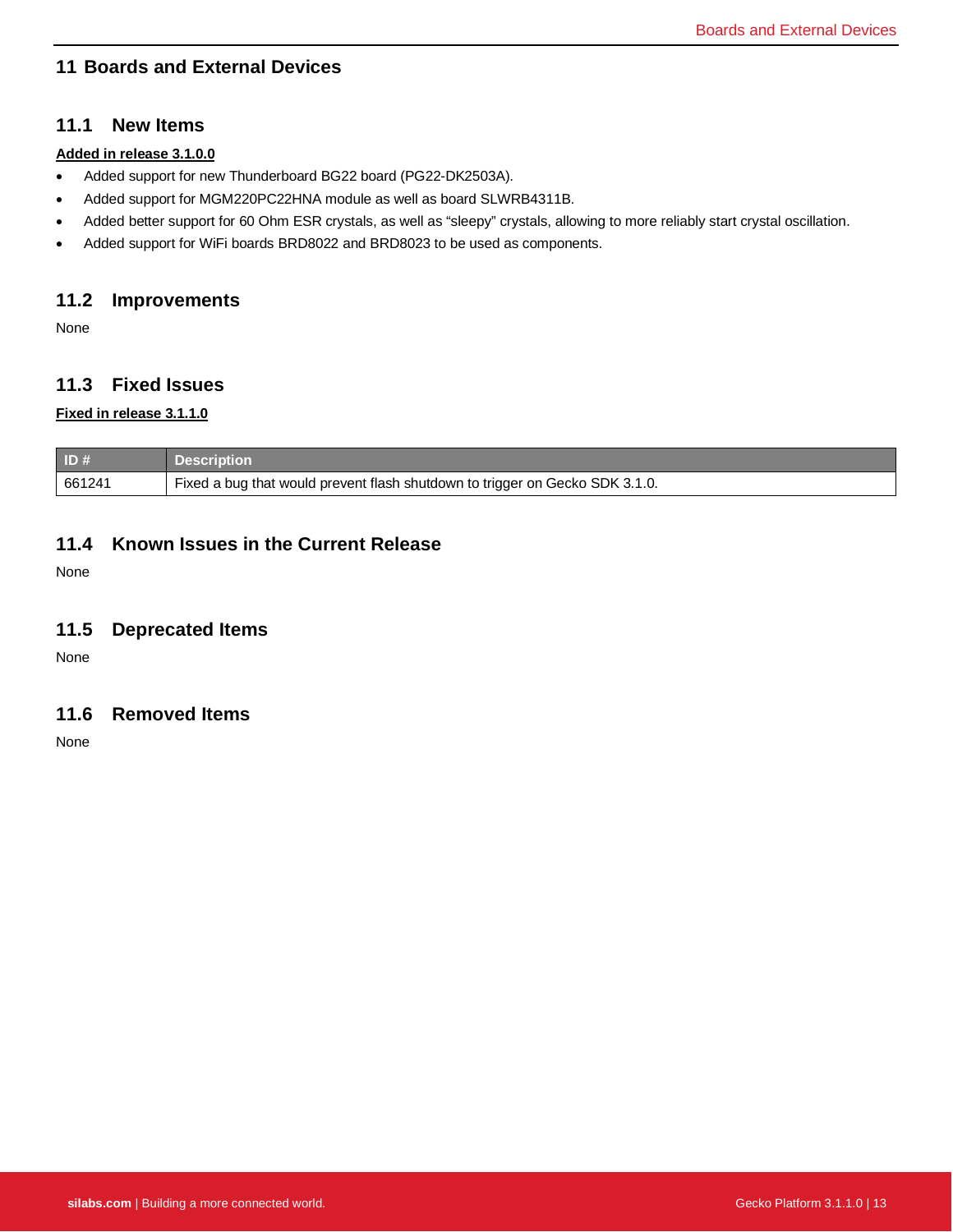# 11 Boards and External Devices

## 11.1 New Items

**Added in release 3.1.0.0**

- Added support for new Thunderboard BG22 board (PG22-DK2503A).
- Added support for MGM220PC22HNA module as well as board SLWRB4311B.
- Added better support for 60 Ohm ESR crystals, as well as “sleepy” crystals, allowing to more reliably start crystal oscillation.
- Added support for WiFi boards BRD8022 and BRD8023 to be used as components.

## 11.2 Improvements

None

## 11.3 Fixed Issues

**Fixed in release 3.1.1.0**

| ID # | Description |
|---|---|
| 661241 | Fixed a bug that would prevent flash shutdown to trigger on Gecko SDK 3.1.0. |

## 11.4 Known Issues in the Current Release

None

## 11.5 Deprecated Items

None

## 11.6 Removed Items

None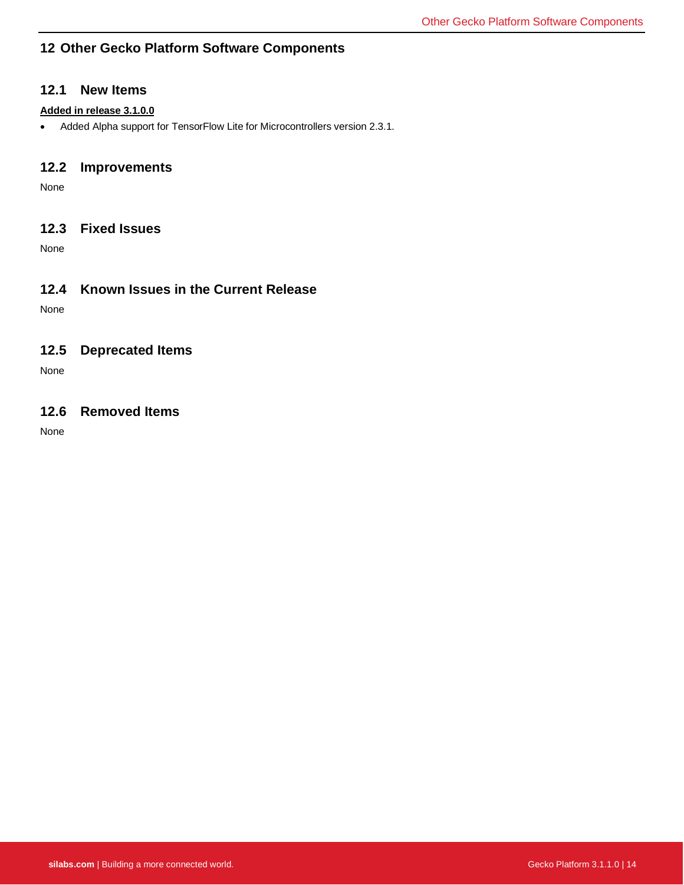# 12 Other Gecko Platform Software Components

## 12.1 New Items

**Added in release 3.1.0.0**

- Added Alpha support for TensorFlow Lite for Microcontrollers version 2.3.1.

## 12.2 Improvements

None

## 12.3 Fixed Issues

None

## 12.4 Known Issues in the Current Release

None

## 12.5 Deprecated Items

None

## 12.6 Removed Items

None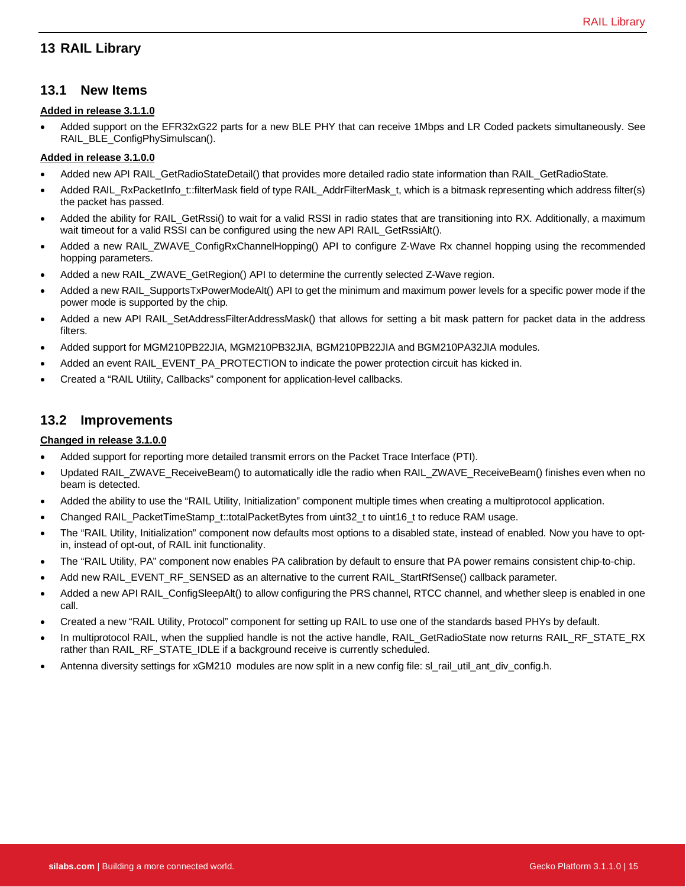# 13 RAIL Library

## 13.1 New Items

**Added in release 3.1.1.0**

- Added support on the EFR32xG22 parts for a new BLE PHY that can receive 1Mbps and LR Coded packets simultaneously. See RAIL_BLE_ConfigPhySimulscan().

**Added in release 3.1.0.0**

- Added new API RAIL_GetRadioStateDetail() that provides more detailed radio state information than RAIL_GetRadioState.
- Added RAIL_RxPacketInfo_t::filterMask field of type RAIL_AddrFilterMask_t, which is a bitmask representing which address filter(s) the packet has passed.
- Added the ability for RAIL_GetRssi() to wait for a valid RSSI in radio states that are transitioning into RX. Additionally, a maximum wait timeout for a valid RSSI can be configured using the new API RAIL_GetRssiAlt().
- Added a new RAIL_ZWAVE_ConfigRxChannelHopping() API to configure Z-Wave Rx channel hopping using the recommended hopping parameters.
- Added a new RAIL_ZWAVE_GetRegion() API to determine the currently selected Z-Wave region.
- Added a new RAIL_SupportsTxPowerModeAlt() API to get the minimum and maximum power levels for a specific power mode if the power mode is supported by the chip.
- Added a new API RAIL_SetAddressFilterAddressMask() that allows for setting a bit mask pattern for packet data in the address filters.
- Added support for MGM210PB22JIA, MGM210PB32JIA, BGM210PB22JIA and BGM210PA32JIA modules.
- Added an event RAIL_EVENT_PA_PROTECTION to indicate the power protection circuit has kicked in.
- Created a “RAIL Utility, Callbacks” component for application-level callbacks.

## 13.2 Improvements

**Changed in release 3.1.0.0**

- Added support for reporting more detailed transmit errors on the Packet Trace Interface (PTI).
- Updated RAIL_ZWAVE_ReceiveBeam() to automatically idle the radio when RAIL_ZWAVE_ReceiveBeam() finishes even when no beam is detected.
- Added the ability to use the “RAIL Utility, Initialization” component multiple times when creating a multiprotocol application.
- Changed RAIL_PacketTimeStamp_t::totalPacketBytes from uint32_t to uint16_t to reduce RAM usage.
- The “RAIL Utility, Initialization” component now defaults most options to a disabled state, instead of enabled. Now you have to opt-in, instead of opt-out, of RAIL init functionality.
- The “RAIL Utility, PA” component now enables PA calibration by default to ensure that PA power remains consistent chip-to-chip.
- Add new RAIL_EVENT_RF_SENSED as an alternative to the current RAIL_StartRfSense() callback parameter.
- Added a new API RAIL_ConfigSleepAlt() to allow configuring the PRS channel, RTCC channel, and whether sleep is enabled in one call.
- Created a new “RAIL Utility, Protocol” component for setting up RAIL to use one of the standards based PHYs by default.
- In multiprotocol RAIL, when the supplied handle is not the active handle, RAIL_GetRadioState now returns RAIL_RF_STATE_RX rather than RAIL_RF_STATE_IDLE if a background receive is currently scheduled.
- Antenna diversity settings for xGM210 modules are now split in a new config file: sl_rail_util_ant_div_config.h.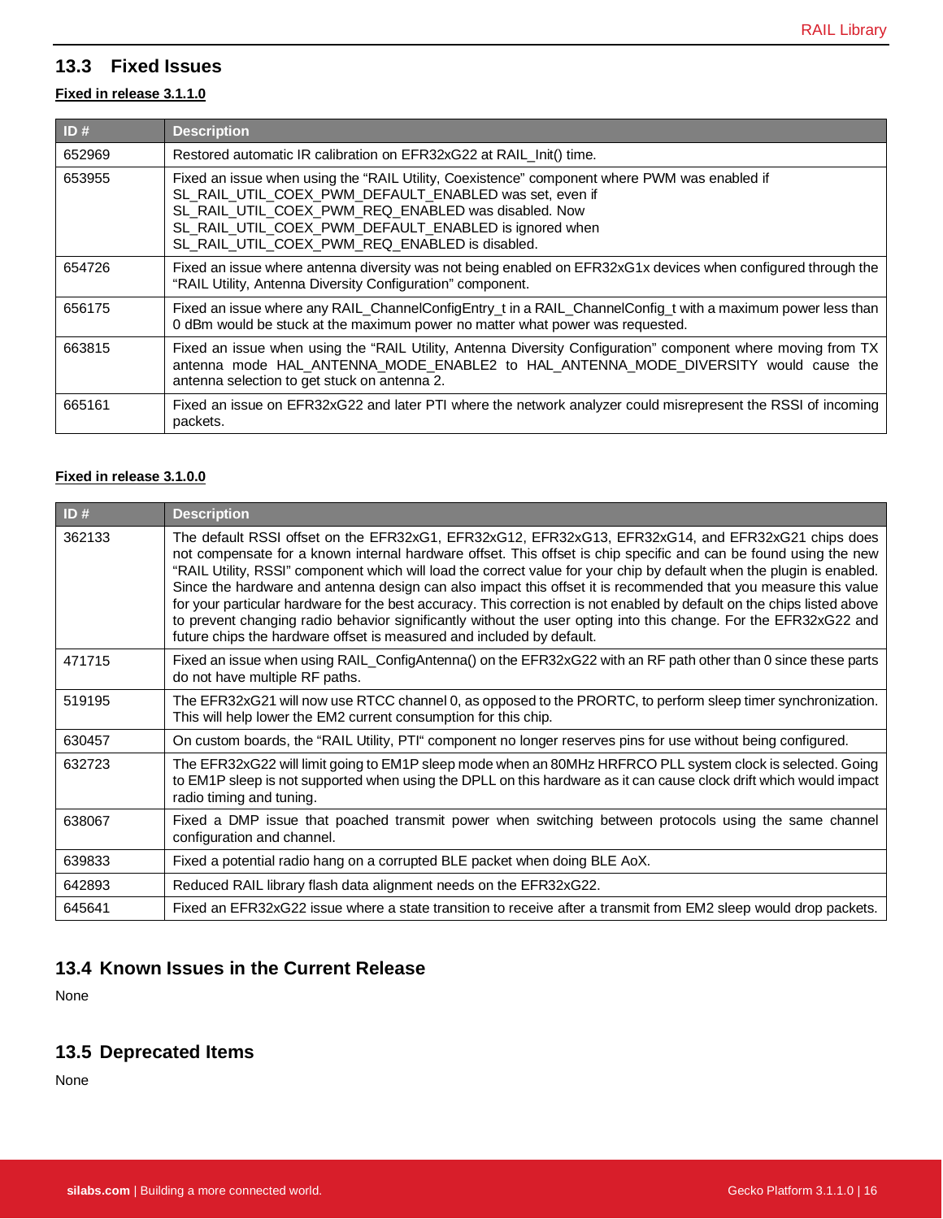## 13.3 Fixed Issues

**Fixed in release 3.1.1.0**

| ID # | Description |
|---|---|
| 652969 | Restored automatic IR calibration on EFR32xG22 at RAIL_Init() time. |
| 653955 | Fixed an issue when using the "RAIL Utility, Coexistence" component where PWM was enabled if SL_RAIL_UTIL_COEX_PWM_DEFAULT_ENABLED was set, even if SL_RAIL_UTIL_COEX_PWM_REQ_ENABLED was disabled. Now SL_RAIL_UTIL_COEX_PWM_DEFAULT_ENABLED is ignored when SL_RAIL_UTIL_COEX_PWM_REQ_ENABLED is disabled. |
| 654726 | Fixed an issue where antenna diversity was not being enabled on EFR32xG1x devices when configured through the "RAIL Utility, Antenna Diversity Configuration" component. |
| 656175 | Fixed an issue where any RAIL_ChannelConfigEntry_t in a RAIL_ChannelConfig_t with a maximum power less than 0 dBm would be stuck at the maximum power no matter what power was requested. |
| 663815 | Fixed an issue when using the "RAIL Utility, Antenna Diversity Configuration" component where moving from TX antenna mode HAL_ANTENNA_MODE_ENABLE2 to HAL_ANTENNA_MODE_DIVERSITY would cause the antenna selection to get stuck on antenna 2. |
| 665161 | Fixed an issue on EFR32xG22 and later PTI where the network analyzer could misrepresent the RSSI of incoming packets. |

**Fixed in release 3.1.0.0**

| ID # | Description |
|---|---|
| 362133 | The default RSSI offset on the EFR32xG1, EFR32xG12, EFR32xG13, EFR32xG14, and EFR32xG21 chips does not compensate for a known internal hardware offset. This offset is chip specific and can be found using the new "RAIL Utility, RSSI" component which will load the correct value for your chip by default when the plugin is enabled. Since the hardware and antenna design can also impact this offset it is recommended that you measure this value for your particular hardware for the best accuracy. This correction is not enabled by default on the chips listed above to prevent changing radio behavior significantly without the user opting into this change. For the EFR32xG22 and future chips the hardware offset is measured and included by default. |
| 471715 | Fixed an issue when using RAIL_ConfigAntenna() on the EFR32xG22 with an RF path other than 0 since these parts do not have multiple RF paths. |
| 519195 | The EFR32xG21 will now use RTCC channel 0, as opposed to the PRORTC, to perform sleep timer synchronization. This will help lower the EM2 current consumption for this chip. |
| 630457 | On custom boards, the "RAIL Utility, PTI" component no longer reserves pins for use without being configured. |
| 632723 | The EFR32xG22 will limit going to EM1P sleep mode when an 80MHz HRFRCO PLL system clock is selected. Going to EM1P sleep is not supported when using the DPLL on this hardware as it can cause clock drift which would impact radio timing and tuning. |
| 638067 | Fixed a DMP issue that poached transmit power when switching between protocols using the same channel configuration and channel. |
| 639833 | Fixed a potential radio hang on a corrupted BLE packet when doing BLE AoX. |
| 642893 | Reduced RAIL library flash data alignment needs on the EFR32xG22. |
| 645641 | Fixed an EFR32xG22 issue where a state transition to receive after a transmit from EM2 sleep would drop packets. |

## 13.4 Known Issues in the Current Release

None

## 13.5 Deprecated Items

None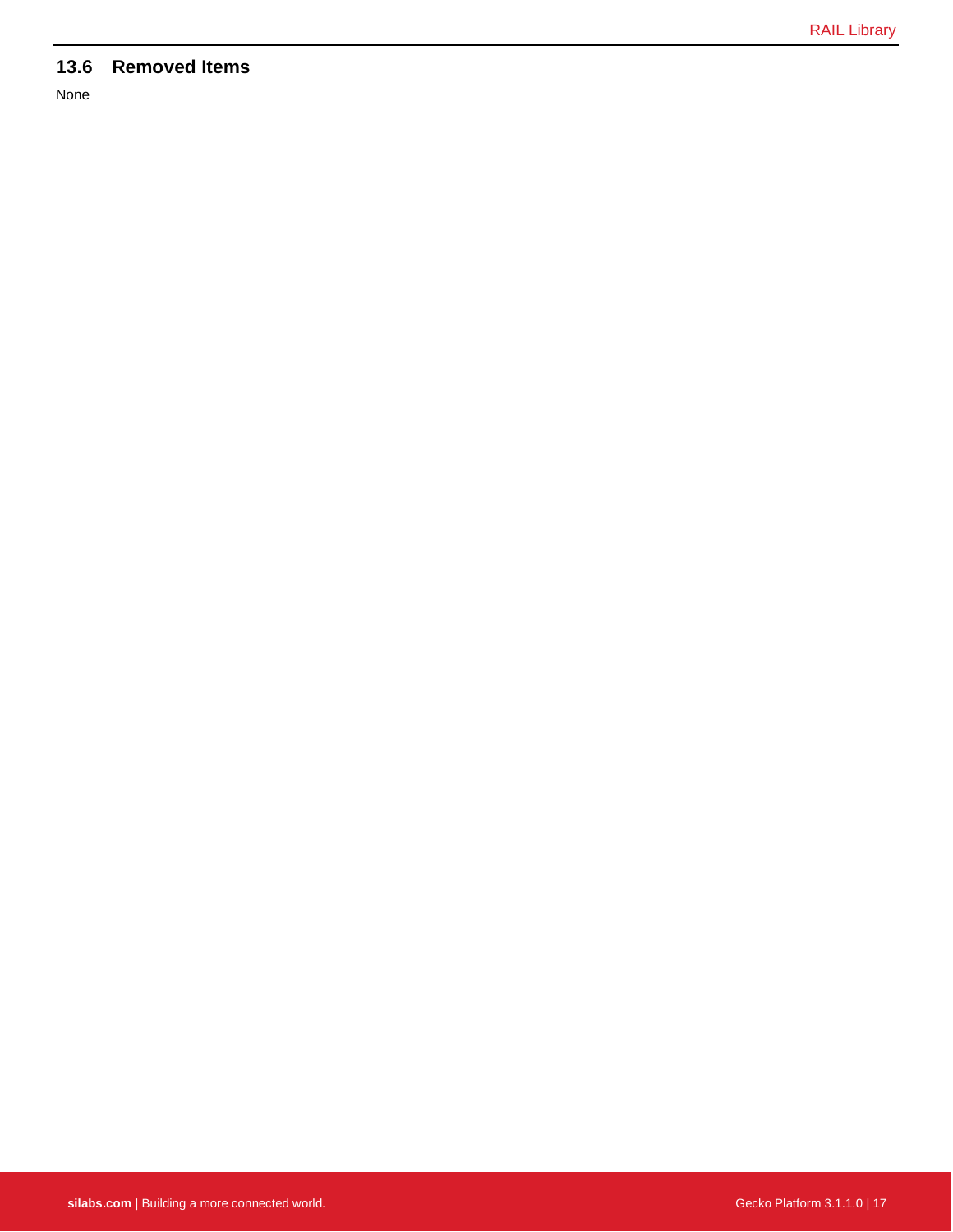## 13.6 Removed Items

None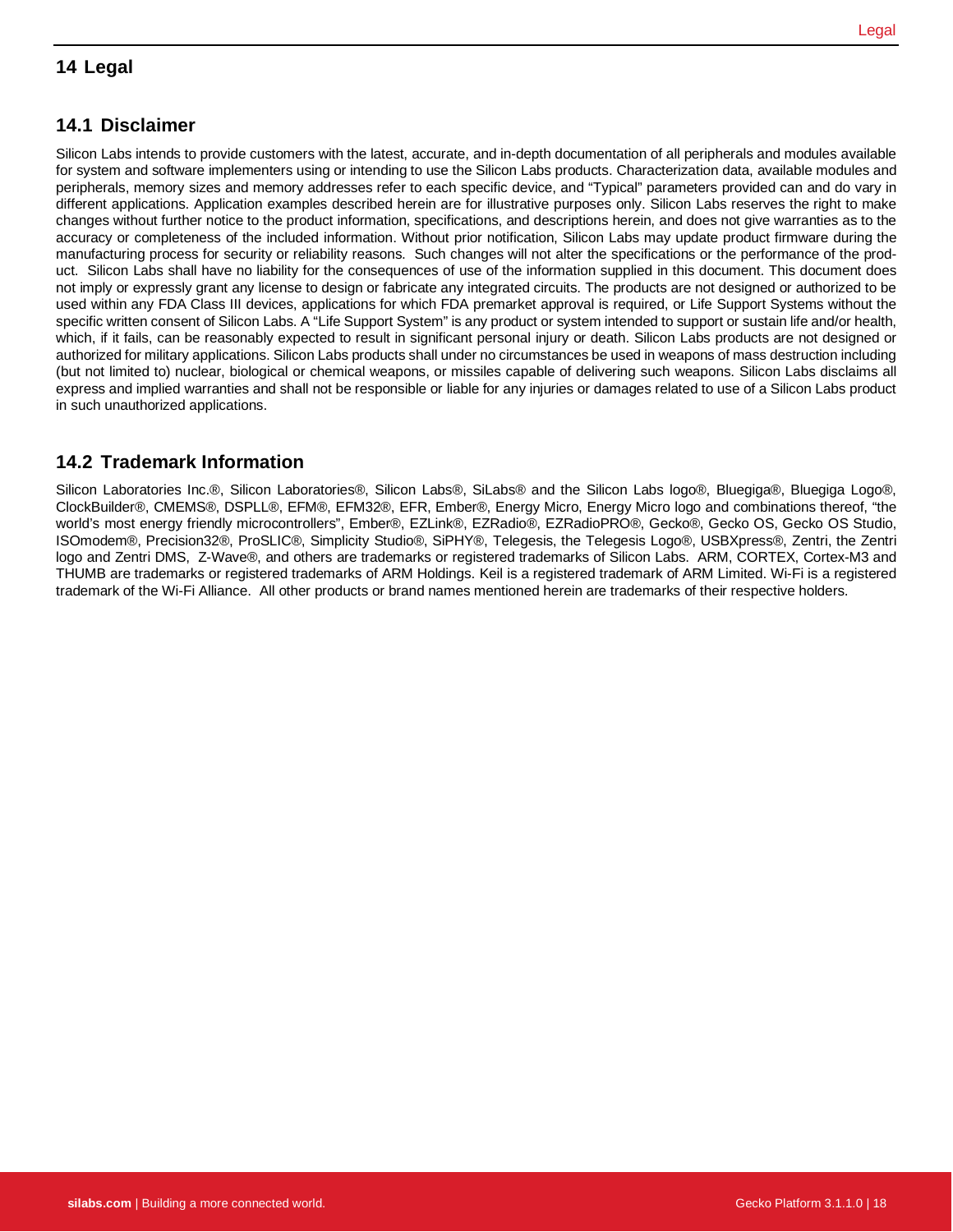# 14 Legal

## 14.1 Disclaimer

Silicon Labs intends to provide customers with the latest, accurate, and in-depth documentation of all peripherals and modules available for system and software implementers using or intending to use the Silicon Labs products. Characterization data, available modules and peripherals, memory sizes and memory addresses refer to each specific device, and "Typical" parameters provided can and do vary in different applications. Application examples described herein are for illustrative purposes only. Silicon Labs reserves the right to make changes without further notice to the product information, specifications, and descriptions herein, and does not give warranties as to the accuracy or completeness of the included information. Without prior notification, Silicon Labs may update product firmware during the manufacturing process for security or reliability reasons. Such changes will not alter the specifications or the performance of the product. Silicon Labs shall have no liability for the consequences of use of the information supplied in this document. This document does not imply or expressly grant any license to design or fabricate any integrated circuits. The products are not designed or authorized to be used within any FDA Class III devices, applications for which FDA premarket approval is required, or Life Support Systems without the specific written consent of Silicon Labs. A "Life Support System" is any product or system intended to support or sustain life and/or health, which, if it fails, can be reasonably expected to result in significant personal injury or death. Silicon Labs products are not designed or authorized for military applications. Silicon Labs products shall under no circumstances be used in weapons of mass destruction including (but not limited to) nuclear, biological or chemical weapons, or missiles capable of delivering such weapons. Silicon Labs disclaims all express and implied warranties and shall not be responsible or liable for any injuries or damages related to use of a Silicon Labs product in such unauthorized applications.

## 14.2 Trademark Information

Silicon Laboratories Inc.®, Silicon Laboratories®, Silicon Labs®, SiLabs® and the Silicon Labs logo®, Bluegiga®, Bluegiga Logo®, ClockBuilder®, CMEMS®, DSPLL®, EFM®, EFM32®, EFR, Ember®, Energy Micro, Energy Micro logo and combinations thereof, "the world's most energy friendly microcontrollers", Ember®, EZLink®, EZRadio®, EZRadioPRO®, Gecko®, Gecko OS, Gecko OS Studio, ISOmodem®, Precision32®, ProSLIC®, Simplicity Studio®, SiPHY®, Telegesis, the Telegesis Logo®, USBXpress®, Zentri, the Zentri logo and Zentri DMS, Z-Wave®, and others are trademarks or registered trademarks of Silicon Labs. ARM, CORTEX, Cortex-M3 and THUMB are trademarks or registered trademarks of ARM Holdings. Keil is a registered trademark of ARM Limited. Wi-Fi is a registered trademark of the Wi-Fi Alliance. All other products or brand names mentioned herein are trademarks of their respective holders.